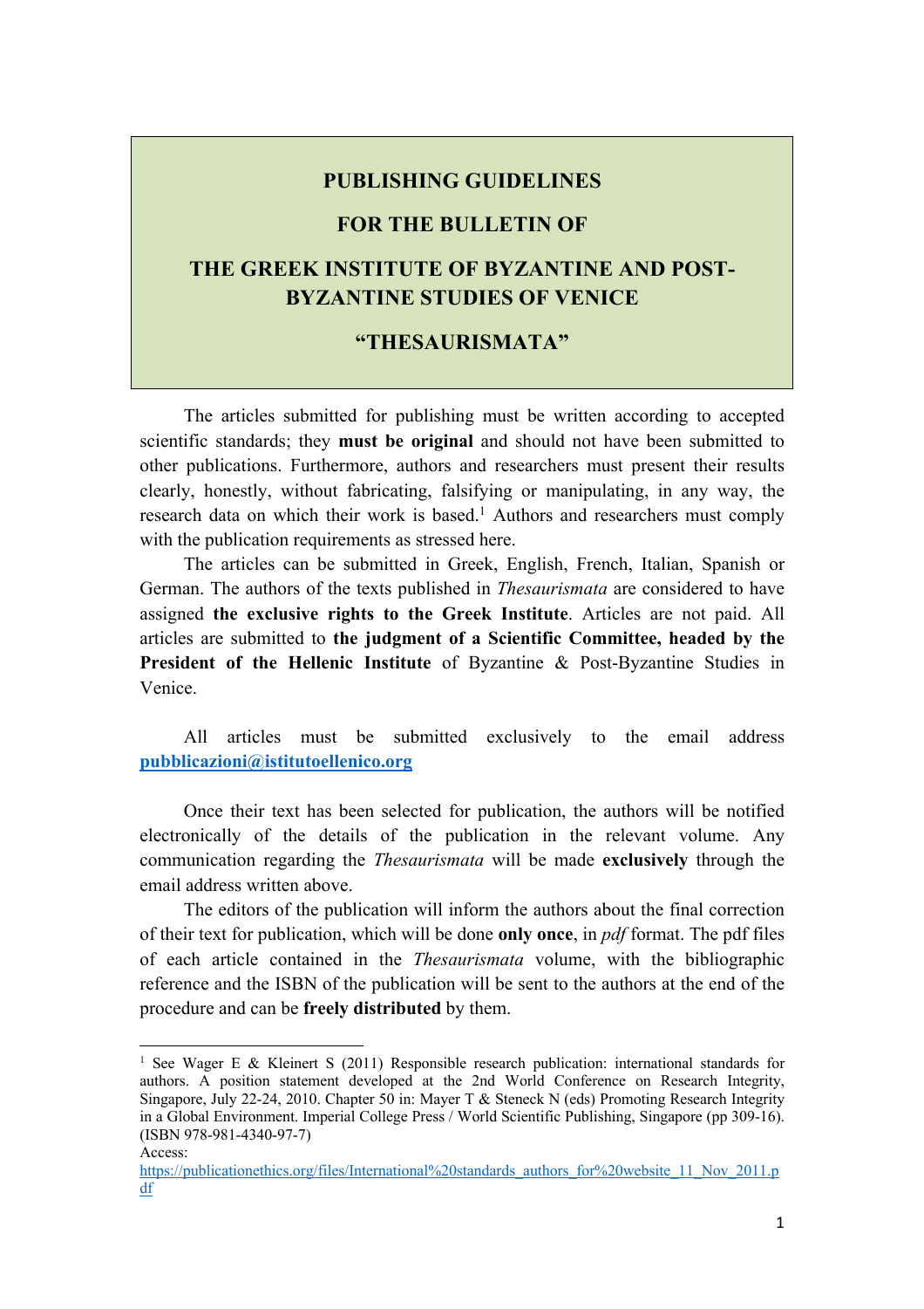# PUBLISHING GUIDELINES FOR THE BULLETIN OF THE GREEK INSTITUTE OF BYZANTINE AND POST-BYZANTINE STUDIES OF VENICE "THESAURISMATA"

The articles submitted for publishing must be written according to accepted scientific standards; they **must be original** and should not have been submitted to other publications. Furthermore, authors and researchers must present their results clearly, honestly, without fabricating, falsifying or manipulating, in any way, the research data on which their work is based.[1] Authors and researchers must comply with the publication requirements as stressed here.

The articles can be submitted in Greek, English, French, Italian, Spanish or German. The authors of the texts published in *Thesaurismata* are considered to have assigned **the exclusive rights to the Greek Institute**. Articles are not paid. All articles are submitted to **the judgment of a Scientific Committee, headed by the President of the Hellenic Institute** of Byzantine & Post-Byzantine Studies in Venice.

All articles must be submitted exclusively to the email address **pubblicazioni@istitutoellenico.org**

Once their text has been selected for publication, the authors will be notified electronically of the details of the publication in the relevant volume. Any communication regarding the *Thesaurismata* will be made **exclusively** through the email address written above.

The editors of the publication will inform the authors about the final correction of their text for publication, which will be done **only once**, in *pdf* format. The pdf files of each article contained in the *Thesaurismata* volume, with the bibliographic reference and the ISBN of the publication will be sent to the authors at the end of the procedure and can be **freely distributed** by them.

---

[1] See Wager E & Kleinert S (2011) Responsible research publication: international standards for authors. A position statement developed at the 2nd World Conference on Research Integrity, Singapore, July 22-24, 2010. Chapter 50 in: Mayer T & Steneck N (eds) Promoting Research Integrity in a Global Environment. Imperial College Press / World Scientific Publishing, Singapore (pp 309-16). (ISBN 978-981-4340-97-7)
Access:
https://publicationethics.org/files/International%20standards_authors_for%20website_11_Nov_2011.pdf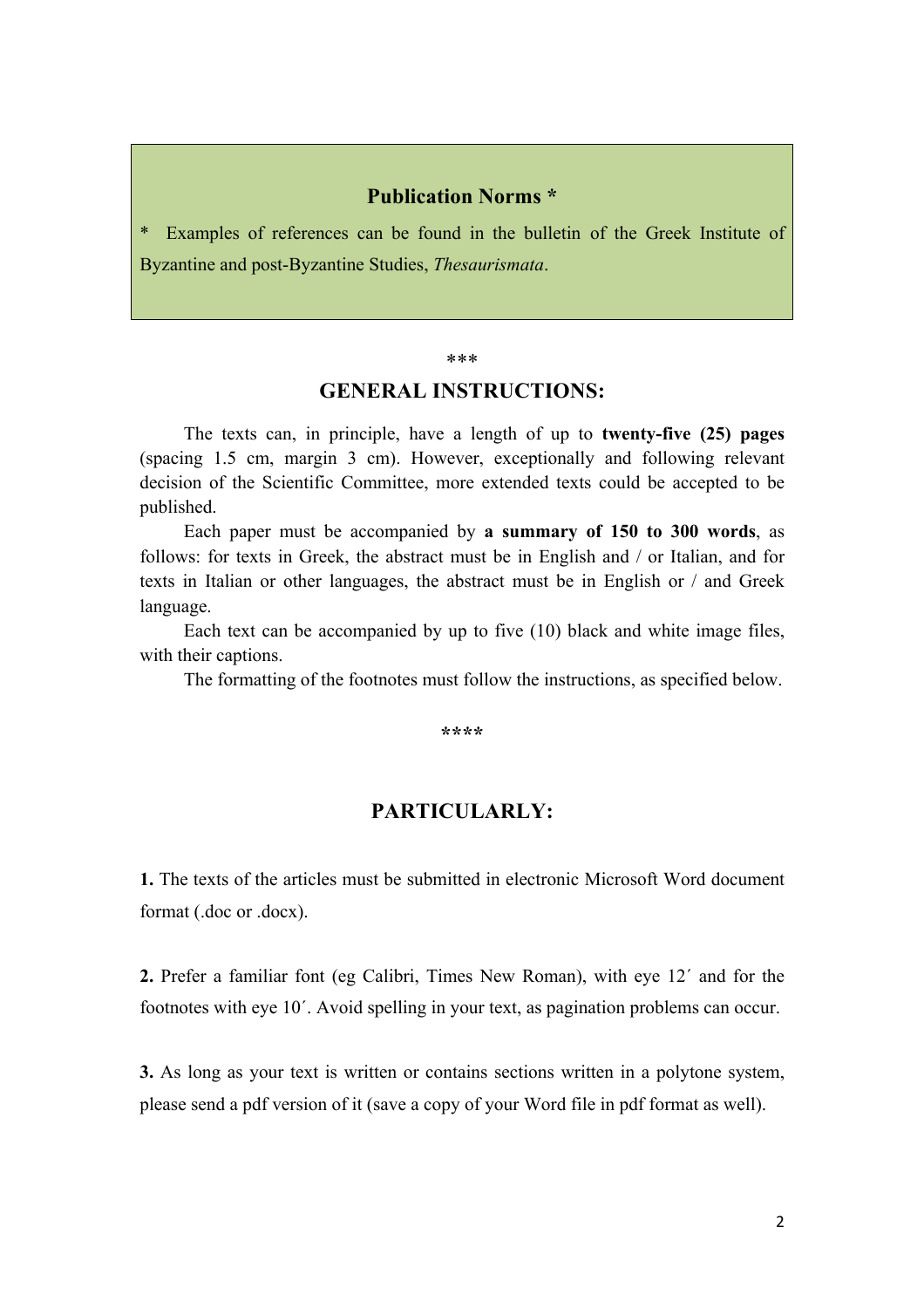## Publication Norms *

* Examples of references can be found in the bulletin of the Greek Institute of Byzantine and post-Byzantine Studies, *Thesaurismata*.

***

## GENERAL INSTRUCTIONS:

The texts can, in principle, have a length of up to **twenty-five (25) pages** (spacing 1.5 cm, margin 3 cm). However, exceptionally and following relevant decision of the Scientific Committee, more extended texts could be accepted to be published.

Each paper must be accompanied by **a summary of 150 to 300 words**, as follows: for texts in Greek, the abstract must be in English and / or Italian, and for texts in Italian or other languages, the abstract must be in English or / and Greek language.

Each text can be accompanied by up to five (10) black and white image files, with their captions.

The formatting of the footnotes must follow the instructions, as specified below.

****

## PARTICULARLY:

**1.** The texts of the articles must be submitted in electronic Microsoft Word document format (.doc or .docx).

**2.** Prefer a familiar font (eg Calibri, Times New Roman), with eye 12´ and for the footnotes with eye 10´. Avoid spelling in your text, as pagination problems can occur.

**3.** As long as your text is written or contains sections written in a polytone system, please send a pdf version of it (save a copy of your Word file in pdf format as well).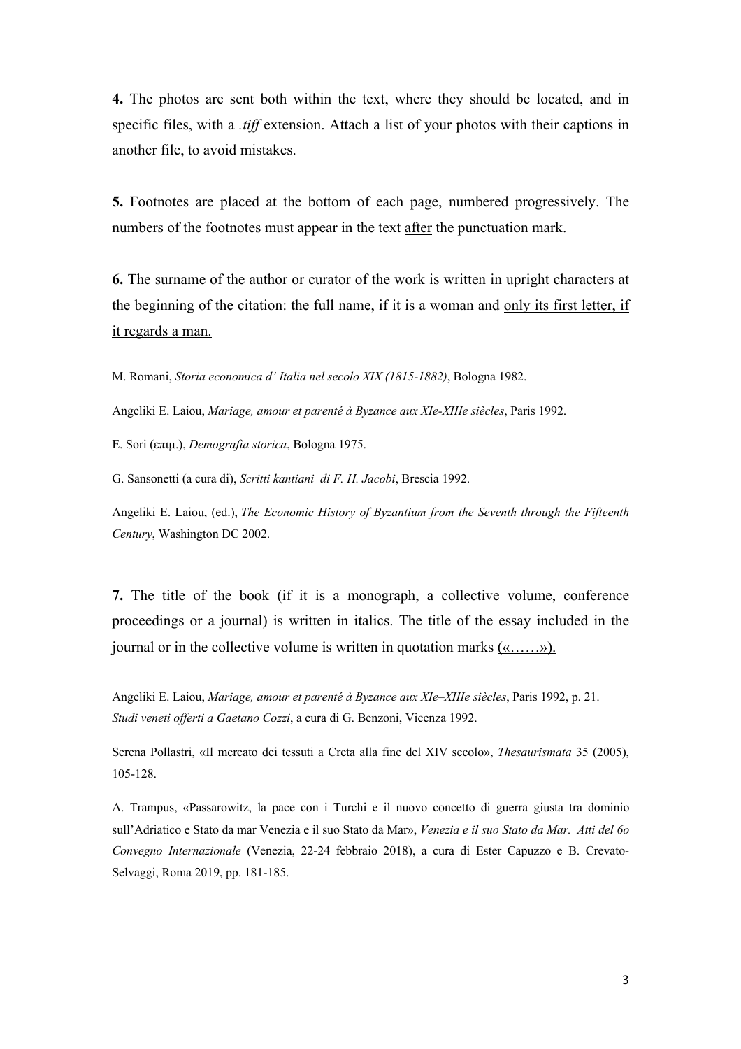**4.** The photos are sent both within the text, where they should be located, and in specific files, with a *.tiff* extension. Attach a list of your photos with their captions in another file, to avoid mistakes.

**5.** Footnotes are placed at the bottom of each page, numbered progressively. The numbers of the footnotes must appear in the text <u>after</u> the punctuation mark.

**6.** The surname of the author or curator of the work is written in upright characters at the beginning of the citation: the full name, if it is a woman and <u>only its first letter, if it regards a man.</u>

M. Romani, *Storia economica d' Italia nel secolo XIX (1815-1882)*, Bologna 1982.

Angeliki E. Laiou, *Mariage, amour et parenté à Byzance aux XIe-XIIIe siècles*, Paris 1992.

E. Sori (επιμ.), *Demografia storica*, Bologna 1975.

G. Sansonetti (a cura di), *Scritti kantiani di F. H. Jacobi*, Brescia 1992.

Angeliki E. Laiou, (ed.), *The Economic History of Byzantium from the Seventh through the Fifteenth Century*, Washington DC 2002.

**7.** The title of the book (if it is a monograph, a collective volume, conference proceedings or a journal) is written in italics. The title of the essay included in the journal or in the collective volume is written in quotation marks <u>(«……»).</u>

Angeliki E. Laiou, *Mariage, amour et parenté à Byzance aux XIe–XIIIe siècles*, Paris 1992, p. 21.
*Studi veneti offerti a Gaetano Cozzi*, a cura di G. Benzoni, Vicenza 1992.

Serena Pollastri, «Il mercato dei tessuti a Creta alla fine del XIV secolo», *Thesaurismata* 35 (2005), 105-128.

A. Trampus, «Passarowitz, la pace con i Turchi e il nuovo concetto di guerra giusta tra dominio sull'Adriatico e Stato da mar Venezia e il suo Stato da Mar», *Venezia e il suo Stato da Mar. Atti del 6o Convegno Internazionale* (Venezia, 22-24 febbraio 2018), a cura di Ester Capuzzo e B. Crevato-Selvaggi, Roma 2019, pp. 181-185.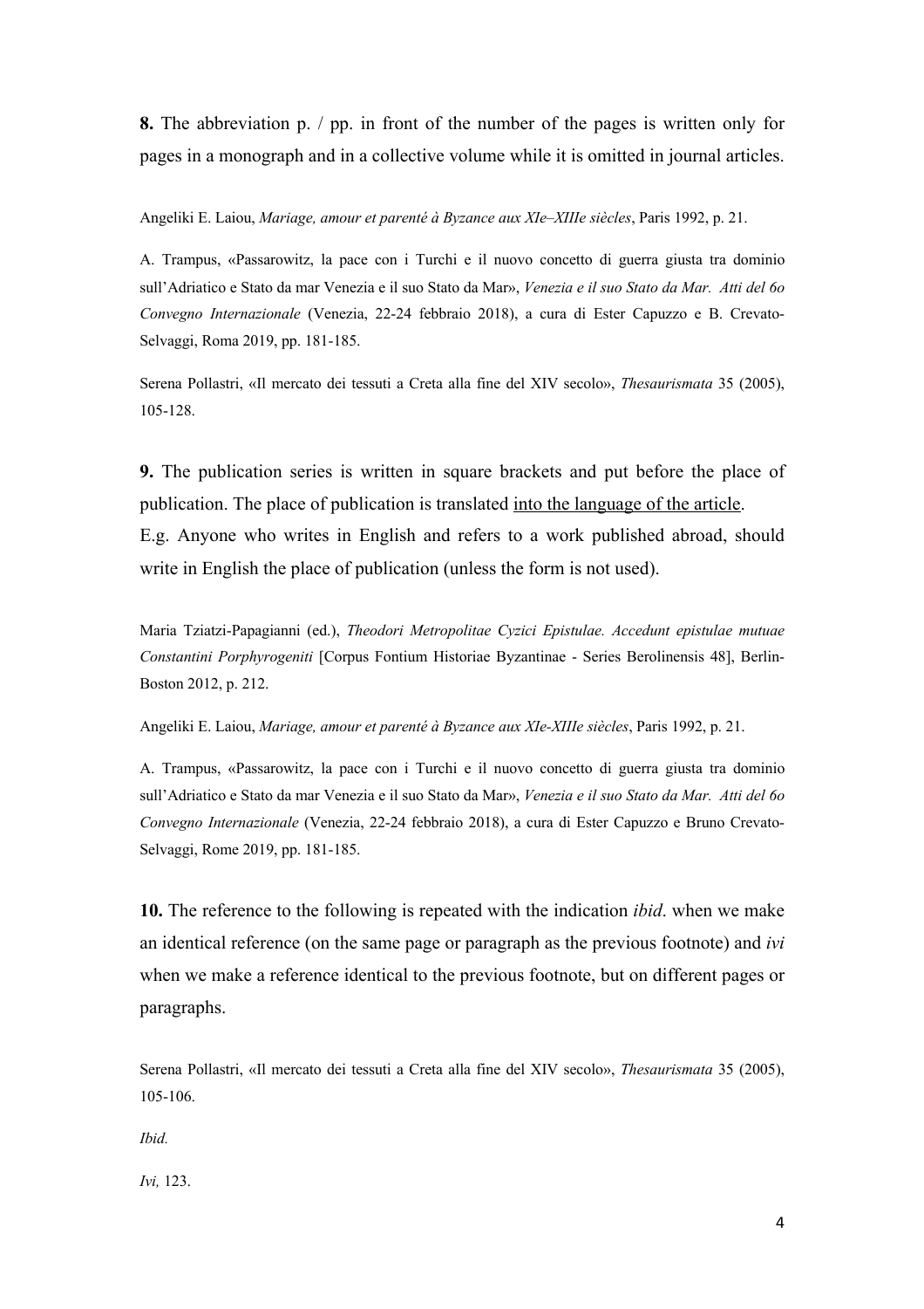**8.** The abbreviation p. / pp. in front of the number of the pages is written only for pages in a monograph and in a collective volume while it is omitted in journal articles.

Angeliki E. Laiou, *Mariage, amour et parenté à Byzance aux XIe–XIIIe siècles*, Paris 1992, p. 21.

A. Trampus, «Passarowitz, la pace con i Turchi e il nuovo concetto di guerra giusta tra dominio sull'Adriatico e Stato da mar Venezia e il suo Stato da Mar», *Venezia e il suo Stato da Mar. Atti del 6o Convegno Internazionale* (Venezia, 22-24 febbraio 2018), a cura di Ester Capuzzo e B. Crevato-Selvaggi, Roma 2019, pp. 181-185.

Serena Pollastri, «Il mercato dei tessuti a Creta alla fine del XIV secolo», *Thesaurismata* 35 (2005), 105-128.

**9.** The publication series is written in square brackets and put before the place of publication. The place of publication is translated <u>into the language of the article</u>.
E.g. Anyone who writes in English and refers to a work published abroad, should write in English the place of publication (unless the form is not used).

Maria Tziatzi-Papagianni (ed.), *Theodori Metropolitae Cyzici Epistulae. Accedunt epistulae mutuae Constantini Porphyrogeniti* [Corpus Fontium Historiae Byzantinae - Series Berolinensis 48], Berlin-Boston 2012, p. 212.

Angeliki E. Laiou, *Mariage, amour et parenté à Byzance aux XIe-XIIIe siècles*, Paris 1992, p. 21.

A. Trampus, «Passarowitz, la pace con i Turchi e il nuovo concetto di guerra giusta tra dominio sull'Adriatico e Stato da mar Venezia e il suo Stato da Mar», *Venezia e il suo Stato da Mar. Atti del 6o Convegno Internazionale* (Venezia, 22-24 febbraio 2018), a cura di Ester Capuzzo e Bruno Crevato-Selvaggi, Rome 2019, pp. 181-185.

**10.** The reference to the following is repeated with the indication *ibid*. when we make an identical reference (on the same page or paragraph as the previous footnote) and *ivi* when we make a reference identical to the previous footnote, but on different pages or paragraphs.

Serena Pollastri, «Il mercato dei tessuti a Creta alla fine del XIV secolo», *Thesaurismata* 35 (2005), 105-106.

*Ibid.*

*Ivi,* 123.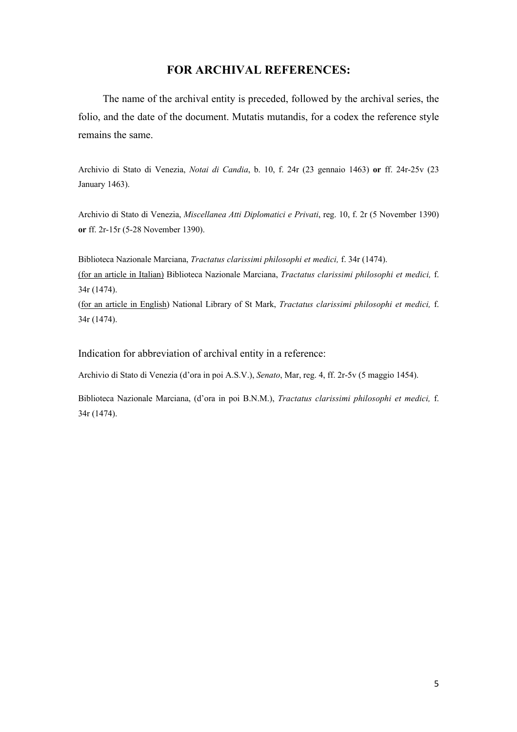## FOR ARCHIVAL REFERENCES:

The name of the archival entity is preceded, followed by the archival series, the folio, and the date of the document. Mutatis mutandis, for a codex the reference style remains the same.

Archivio di Stato di Venezia, *Notai di Candia*, b. 10, f. 24r (23 gennaio 1463) **or** ff. 24r-25v (23 January 1463).

Archivio di Stato di Venezia, *Miscellanea Atti Diplomatici e Privati*, reg. 10, f. 2r (5 November 1390) **or** ff. 2r-15r (5-28 November 1390).

Biblioteca Nazionale Marciana, *Tractatus clarissimi philosophi et medici,* f. 34r (1474).
(for an article in Italian) Biblioteca Nazionale Marciana, *Tractatus clarissimi philosophi et medici,* f. 34r (1474).
(for an article in English) National Library of St Mark, *Tractatus clarissimi philosophi et medici,* f. 34r (1474).

Indication for abbreviation of archival entity in a reference:

Archivio di Stato di Venezia (d'ora in poi A.S.V.), *Senato*, Mar, reg. 4, ff. 2r-5v (5 maggio 1454).

Biblioteca Nazionale Marciana, (d'ora in poi B.N.M.), *Tractatus clarissimi philosophi et medici,* f. 34r (1474).